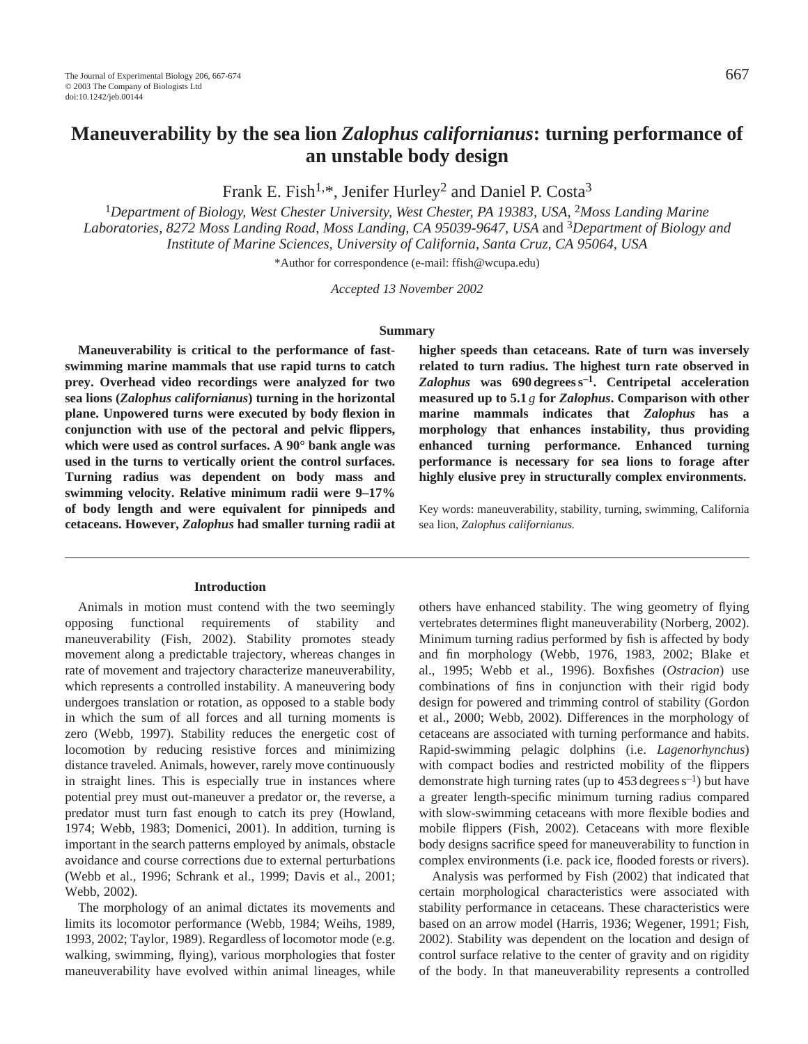# Maneuverability by the sea lion *Zalophus californianus*: turning performance of an unstable body design

Frank E. Fish[1,*], Jenifer Hurley[2] and Daniel P. Costa[3]

[1]*Department of Biology, West Chester University, West Chester, PA 19383, USA,* [2]*Moss Landing Marine Laboratories, 8272 Moss Landing Road, Moss Landing, CA 95039-9647, USA* and [3]*Department of Biology and Institute of Marine Sciences, University of California, Santa Cruz, CA 95064, USA*

*Author for correspondence (e-mail: ffish@wcupa.edu)

*Accepted 13 November 2002*

## Summary

**Maneuverability is critical to the performance of fast-swimming marine mammals that use rapid turns to catch prey. Overhead video recordings were analyzed for two sea lions (*Zalophus californianus*) turning in the horizontal plane. Unpowered turns were executed by body flexion in conjunction with use of the pectoral and pelvic flippers, which were used as control surfaces. A 90° bank angle was used in the turns to vertically orient the control surfaces. Turning radius was dependent on body mass and swimming velocity. Relative minimum radii were 9–17% of body length and were equivalent for pinnipeds and cetaceans. However, *Zalophus* had smaller turning radii at higher speeds than cetaceans. Rate of turn was inversely related to turn radius. The highest turn rate observed in *Zalophus* was 690 degrees $s^{-1}$. Centripetal acceleration measured up to 5.1 *g* for *Zalophus*. Comparison with other marine mammals indicates that *Zalophus* has a morphology that enhances instability, thus providing enhanced turning performance. Enhanced turning performance is necessary for sea lions to forage after highly elusive prey in structurally complex environments.**

Key words: maneuverability, stability, turning, swimming, California sea lion, *Zalophus californianus.*

## Introduction

Animals in motion must contend with the two seemingly opposing functional requirements of stability and maneuverability (Fish, 2002). Stability promotes steady movement along a predictable trajectory, whereas changes in rate of movement and trajectory characterize maneuverability, which represents a controlled instability. A maneuvering body undergoes translation or rotation, as opposed to a stable body in which the sum of all forces and all turning moments is zero (Webb, 1997). Stability reduces the energetic cost of locomotion by reducing resistive forces and minimizing distance traveled. Animals, however, rarely move continuously in straight lines. This is especially true in instances where potential prey must out-maneuver a predator or, the reverse, a predator must turn fast enough to catch its prey (Howland, 1974; Webb, 1983; Domenici, 2001). In addition, turning is important in the search patterns employed by animals, obstacle avoidance and course corrections due to external perturbations (Webb et al., 1996; Schrank et al., 1999; Davis et al., 2001; Webb, 2002).

The morphology of an animal dictates its movements and limits its locomotor performance (Webb, 1984; Weihs, 1989, 1993, 2002; Taylor, 1989). Regardless of locomotor mode (e.g. walking, swimming, flying), various morphologies that foster maneuverability have evolved within animal lineages, while others have enhanced stability. The wing geometry of flying vertebrates determines flight maneuverability (Norberg, 2002). Minimum turning radius performed by fish is affected by body and fin morphology (Webb, 1976, 1983, 2002; Blake et al., 1995; Webb et al., 1996). Boxfishes (*Ostracion*) use combinations of fins in conjunction with their rigid body design for powered and trimming control of stability (Gordon et al., 2000; Webb, 2002). Differences in the morphology of cetaceans are associated with turning performance and habits. Rapid-swimming pelagic dolphins (i.e. *Lagenorhynchus*) with compact bodies and restricted mobility of the flippers demonstrate high turning rates (up to 453 degrees $s^{-1}$) but have a greater length-specific minimum turning radius compared with slow-swimming cetaceans with more flexible bodies and mobile flippers (Fish, 2002). Cetaceans with more flexible body designs sacrifice speed for maneuverability to function in complex environments (i.e. pack ice, flooded forests or rivers).

Analysis was performed by Fish (2002) that indicated that certain morphological characteristics were associated with stability performance in cetaceans. These characteristics were based on an arrow model (Harris, 1936; Wegener, 1991; Fish, 2002). Stability was dependent on the location and design of control surface relative to the center of gravity and on rigidity of the body. In that maneuverability represents a controlled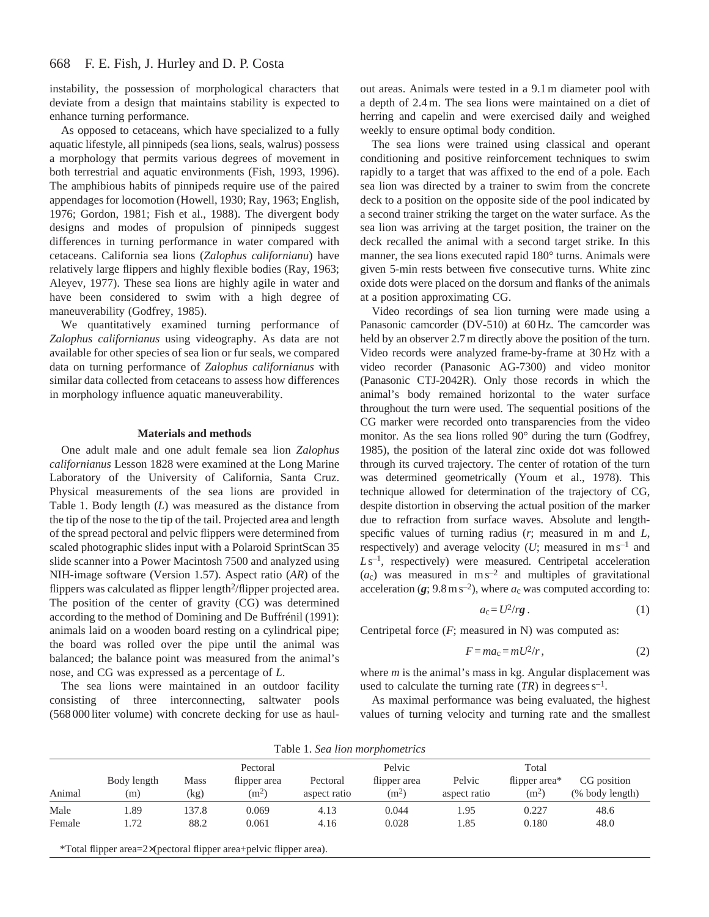instability, the possession of morphological characters that deviate from a design that maintains stability is expected to enhance turning performance.

As opposed to cetaceans, which have specialized to a fully aquatic lifestyle, all pinnipeds (sea lions, seals, walrus) possess a morphology that permits various degrees of movement in both terrestrial and aquatic environments (Fish, 1993, 1996). The amphibious habits of pinnipeds require use of the paired appendages for locomotion (Howell, 1930; Ray, 1963; English, 1976; Gordon, 1981; Fish et al., 1988). The divergent body designs and modes of propulsion of pinnipeds suggest differences in turning performance in water compared with cetaceans. California sea lions (*Zalophus californianu*) have relatively large flippers and highly flexible bodies (Ray, 1963; Aleyev, 1977). These sea lions are highly agile in water and have been considered to swim with a high degree of maneuverability (Godfrey, 1985).

We quantitatively examined turning performance of *Zalophus californianus* using videography. As data are not available for other species of sea lion or fur seals, we compared data on turning performance of *Zalophus californianus* with similar data collected from cetaceans to assess how differences in morphology influence aquatic maneuverability.

## Materials and methods

One adult male and one adult female sea lion *Zalophus californianus* Lesson 1828 were examined at the Long Marine Laboratory of the University of California, Santa Cruz. Physical measurements of the sea lions are provided in Table 1. Body length ($L$) was measured as the distance from the tip of the nose to the tip of the tail. Projected area and length of the spread pectoral and pelvic flippers were determined from scaled photographic slides input with a Polaroid SprintScan 35 slide scanner into a Power Macintosh 7500 and analyzed using NIH-image software (Version 1.57). Aspect ratio ($AR$) of the flippers was calculated as flipper length$^2$/flipper projected area. The position of the center of gravity (CG) was determined according to the method of Domining and De Buffrénil (1991): animals laid on a wooden board resting on a cylindrical pipe; the board was rolled over the pipe until the animal was balanced; the balance point was measured from the animal's nose, and CG was expressed as a percentage of $L$.

The sea lions were maintained in an outdoor facility consisting of three interconnecting, saltwater pools (568 000 liter volume) with concrete decking for use as haul-out areas. Animals were tested in a 9.1 m diameter pool with a depth of 2.4 m. The sea lions were maintained on a diet of herring and capelin and were exercised daily and weighed weekly to ensure optimal body condition.

The sea lions were trained using classical and operant conditioning and positive reinforcement techniques to swim rapidly to a target that was affixed to the end of a pole. Each sea lion was directed by a trainer to swim from the concrete deck to a position on the opposite side of the pool indicated by a second trainer striking the target on the water surface. As the sea lion was arriving at the target position, the trainer on the deck recalled the animal with a second target strike. In this manner, the sea lions executed rapid 180° turns. Animals were given 5-min rests between five consecutive turns. White zinc oxide dots were placed on the dorsum and flanks of the animals at a position approximating CG.

Video recordings of sea lion turning were made using a Panasonic camcorder (DV-510) at 60 Hz. The camcorder was held by an observer 2.7 m directly above the position of the turn. Video records were analyzed frame-by-frame at 30 Hz with a video recorder (Panasonic AG-7300) and video monitor (Panasonic CTJ-2042R). Only those records in which the animal's body remained horizontal to the water surface throughout the turn were used. The sequential positions of the CG marker were recorded onto transparencies from the video monitor. As the sea lions rolled 90° during the turn (Godfrey, 1985), the position of the lateral zinc oxide dot was followed through its curved trajectory. The center of rotation of the turn was determined geometrically (Youm et al., 1978). This technique allowed for determination of the trajectory of CG, despite distortion in observing the actual position of the marker due to refraction from surface waves. Absolute and length-specific values of turning radius ($r$; measured in m and $L$, respectively) and average velocity ($U$; measured in m s$^{-1}$ and $L$ s$^{-1}$, respectively) were measured. Centripetal acceleration ($a_c$) was measured in m s$^{-2}$ and multiples of gravitational acceleration ($\boldsymbol{g}$; 9.8 m s$^{-2}$), where $a_c$ was computed according to:

$$a_c = U^2/r\boldsymbol{g}\,. \tag{1}$$

Centripetal force ($F$; measured in N) was computed as:

$$F = ma_c = mU^2/r\,, \tag{2}$$

where $m$ is the animal's mass in kg. Angular displacement was used to calculate the turning rate ($TR$) in degrees s$^{-1}$.

As maximal performance was being evaluated, the highest values of turning velocity and turning rate and the smallest

Table 1. *Sea lion morphometrics*

| Animal | Body length (m) | Mass (kg) | Pectoral flipper area (m$^2$) | Pectoral aspect ratio | Pelvic flipper area (m$^2$) | Pelvic aspect ratio | Total flipper area* (m$^2$) | CG position (% body length) |
|---|---|---|---|---|---|---|---|---|
| Male | 1.89 | 137.8 | 0.069 | 4.13 | 0.044 | 1.95 | 0.227 | 48.6 |
| Female | 1.72 | 88.2 | 0.061 | 4.16 | 0.028 | 1.85 | 0.180 | 48.0 |

*Total flipper area=2×(pectoral flipper area+pelvic flipper area).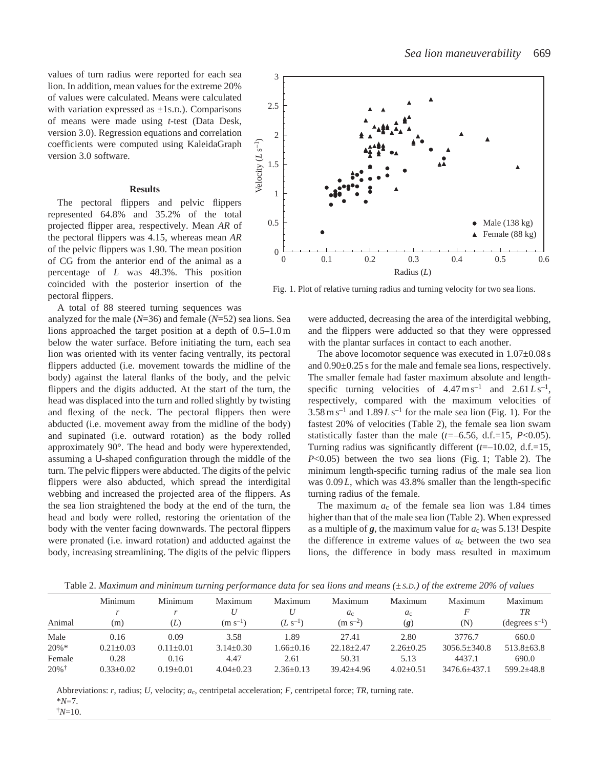values of turn radius were reported for each sea lion. In addition, mean values for the extreme 20% of values were calculated. Means were calculated with variation expressed as ±1S.D.). Comparisons of means were made using *t*-test (Data Desk, version 3.0). Regression equations and correlation coefficients were computed using KaleidaGraph version 3.0 software.

## Results

The pectoral flippers and pelvic flippers represented 64.8% and 35.2% of the total projected flipper area, respectively. Mean *AR* of the pectoral flippers was 4.15, whereas mean *AR* of the pelvic flippers was 1.90. The mean position of CG from the anterior end of the animal as a percentage of *L* was 48.3%. This position coincided with the posterior insertion of the pectoral flippers.

Fig. 1. Plot of relative turning radius and turning velocity for two sea lions.

A total of 88 steered turning sequences was analyzed for the male ($N$=36) and female ($N$=52) sea lions. Sea lions approached the target position at a depth of 0.5–1.0 m below the water surface. Before initiating the turn, each sea lion was oriented with its venter facing ventrally, its pectoral flippers adducted (i.e. movement towards the midline of the body) against the lateral flanks of the body, and the pelvic flippers and the digits adducted. At the start of the turn, the head was displaced into the turn and rolled slightly by twisting and flexing of the neck. The pectoral flippers then were abducted (i.e. movement away from the midline of the body) and supinated (i.e. outward rotation) as the body rolled approximately 90°. The head and body were hyperextended, assuming a U-shaped configuration through the middle of the turn. The pelvic flippers were abducted. The digits of the pelvic flippers were also abducted, which spread the interdigital webbing and increased the projected area of the flippers. As the sea lion straightened the body at the end of the turn, the head and body were rolled, restoring the orientation of the body with the venter facing downwards. The pectoral flippers were pronated (i.e. inward rotation) and adducted against the body, increasing streamlining. The digits of the pelvic flippers were adducted, decreasing the area of the interdigital webbing, and the flippers were adducted so that they were oppressed with the plantar surfaces in contact to each another.

The above locomotor sequence was executed in 1.07±0.08 s and 0.90±0.25 s for the male and female sea lions, respectively. The smaller female had faster maximum absolute and length-specific turning velocities of 4.47 m s$^{-1}$ and 2.61 $L$ s$^{-1}$, respectively, compared with the maximum velocities of 3.58 m s$^{-1}$ and 1.89 $L$ s$^{-1}$ for the male sea lion (Fig. 1). For the fastest 20% of velocities (Table 2), the female sea lion swam statistically faster than the male ($t$=–6.56, d.f.=15, $P$<0.05). Turning radius was significantly different ($t$=–10.02, d.f.=15, $P$<0.05) between the two sea lions (Fig. 1; Table 2). The minimum length-specific turning radius of the male sea lion was 0.09 $L$, which was 43.8% smaller than the length-specific turning radius of the female.

The maximum $a_c$ of the female sea lion was 1.84 times higher than that of the male sea lion (Table 2). When expressed as a multiple of $\boldsymbol{g}$, the maximum value for $a_c$ was 5.13! Despite the difference in extreme values of $a_c$ between the two sea lions, the difference in body mass resulted in maximum

Table 2. *Maximum and minimum turning performance data for sea lions and means (± S.D.) of the extreme 20% of values*

| Animal | Minimum $r$ (m) | Minimum $r$ ($L$) | Maximum $U$ (m s$^{-1}$) | Maximum $U$ ($L$ s$^{-1}$) | Maximum $a_c$ (m s$^{-2}$) | Maximum $a_c$ ($\boldsymbol{g}$) | Maximum $F$ (N) | Maximum $TR$ (degrees s$^{-1}$) |
|---|---|---|---|---|---|---|---|---|
| Male | 0.16 | 0.09 | 3.58 | 1.89 | 27.41 | 2.80 | 3776.7 | 660.0 |
| 20%* | 0.21±0.03 | 0.11±0.01 | 3.14±0.30 | 1.66±0.16 | 22.18±2.47 | 2.26±0.25 | 3056.5±340.8 | 513.8±63.8 |
| Female | 0.28 | 0.16 | 4.47 | 2.61 | 50.31 | 5.13 | 4437.1 | 690.0 |
| 20%[†] | 0.33±0.02 | 0.19±0.01 | 4.04±0.23 | 2.36±0.13 | 39.42±4.96 | 4.02±0.51 | 3476.6±437.1 | 599.2±48.8 |

Abbreviations: $r$, radius; $U$, velocity; $a_c$, centripetal acceleration; $F$, centripetal force; $TR$, turning rate.
*$N$=7.
[†]$N$=10.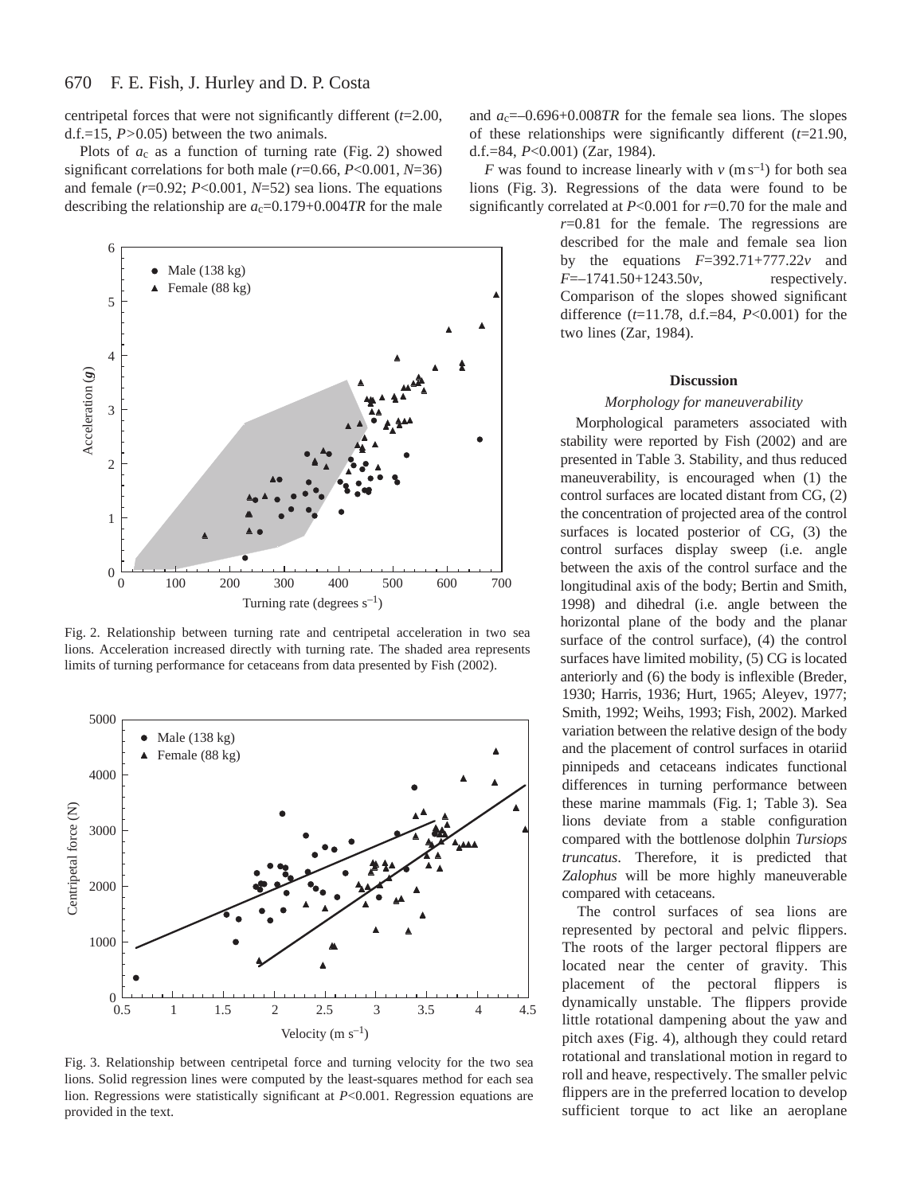centripetal forces that were not significantly different ($t$=2.00, d.f.=15, $P$>0.05) between the two animals.

Plots of $a_c$ as a function of turning rate (Fig. 2) showed significant correlations for both male ($r$=0.66, $P$<0.001, $N$=36) and female ($r$=0.92; $P$<0.001, $N$=52) sea lions. The equations describing the relationship are $a_c$=0.179+0.004$TR$ for the male and $a_c$=–0.696+0.008$TR$ for the female sea lions. The slopes of these relationships were significantly different ($t$=21.90, d.f.=84, $P$<0.001) (Zar, 1984).

$F$ was found to increase linearly with $v$ (m s$^{-1}$) for both sea lions (Fig. 3). Regressions of the data were found to be significantly correlated at $P$<0.001 for $r$=0.70 for the male and $r$=0.81 for the female. The regressions are described for the male and female sea lion by the equations $F$=392.71+777.22$v$ and $F$=–1741.50+1243.50$v$, respectively. Comparison of the slopes showed significant difference ($t$=11.78, d.f.=84, $P$<0.001) for the two lines (Zar, 1984).

Fig. 2. Relationship between turning rate and centripetal acceleration in two sea lions. Acceleration increased directly with turning rate. The shaded area represents limits of turning performance for cetaceans from data presented by Fish (2002).

Fig. 3. Relationship between centripetal force and turning velocity for the two sea lions. Solid regression lines were computed by the least-squares method for each sea lion. Regressions were statistically significant at $P$<0.001. Regression equations are provided in the text.

## Discussion

### *Morphology for maneuverability*

Morphological parameters associated with stability were reported by Fish (2002) and are presented in Table 3. Stability, and thus reduced maneuverability, is encouraged when (1) the control surfaces are located distant from CG, (2) the concentration of projected area of the control surfaces is located posterior of CG, (3) the control surfaces display sweep (i.e. angle between the axis of the control surface and the longitudinal axis of the body; Bertin and Smith, 1998) and dihedral (i.e. angle between the horizontal plane of the body and the planar surface of the control surface), (4) the control surfaces have limited mobility, (5) CG is located anteriorly and (6) the body is inflexible (Breder, 1930; Harris, 1936; Hurt, 1965; Aleyev, 1977; Smith, 1992; Weihs, 1993; Fish, 2002). Marked variation between the relative design of the body and the placement of control surfaces in otariid pinnipeds and cetaceans indicates functional differences in turning performance between these marine mammals (Fig. 1; Table 3). Sea lions deviate from a stable configuration compared with the bottlenose dolphin *Tursiops truncatus*. Therefore, it is predicted that *Zalophus* will be more highly maneuverable compared with cetaceans.

The control surfaces of sea lions are represented by pectoral and pelvic flippers. The roots of the larger pectoral flippers are located near the center of gravity. This placement of the pectoral flippers is dynamically unstable. The flippers provide little rotational dampening about the yaw and pitch axes (Fig. 4), although they could retard rotational and translational motion in regard to roll and heave, respectively. The smaller pelvic flippers are in the preferred location to develop sufficient torque to act like an aeroplane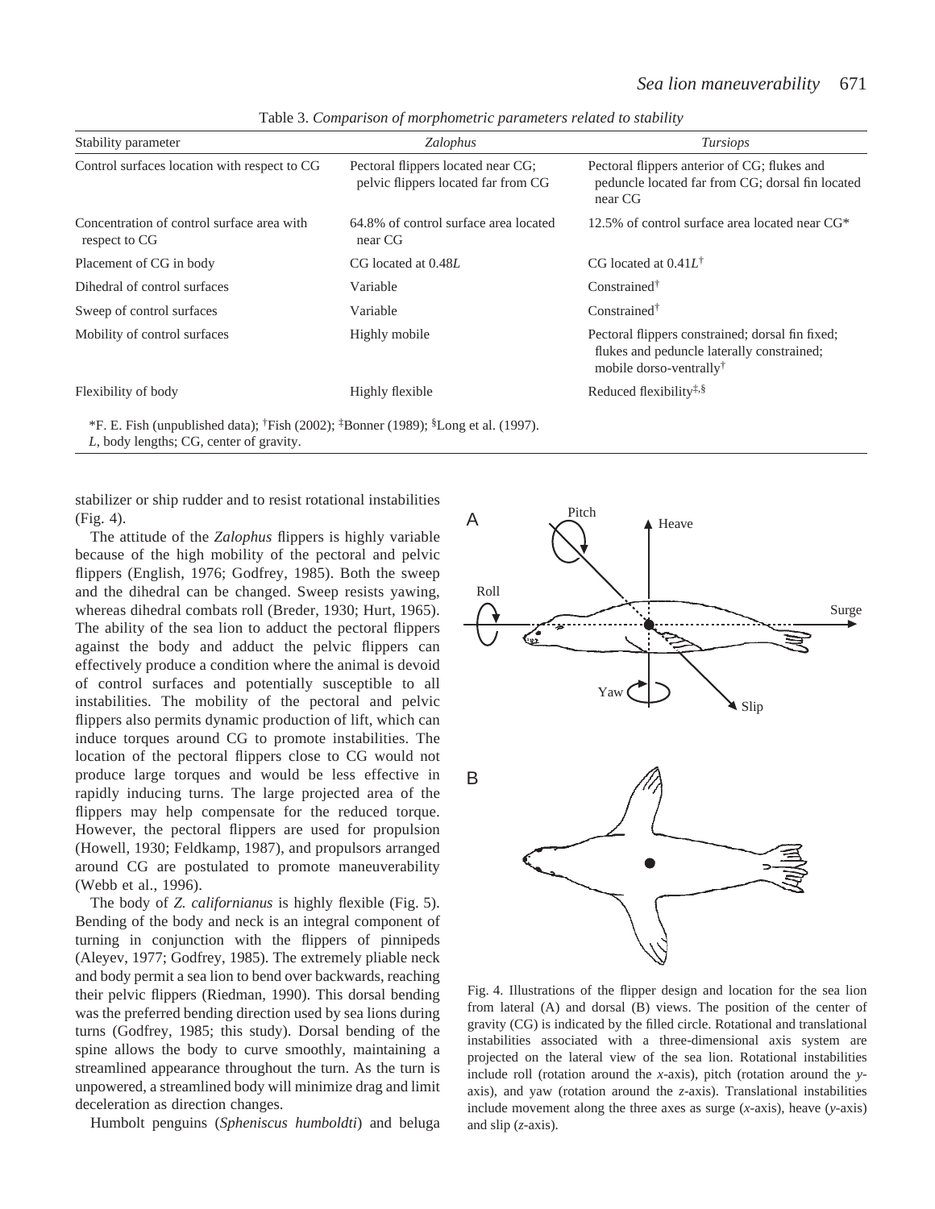Table 3. *Comparison of morphometric parameters related to stability*

| Stability parameter | *Zalophus* | *Tursiops* |
|---|---|---|
| Control surfaces location with respect to CG | Pectoral flippers located near CG; pelvic flippers located far from CG | Pectoral flippers anterior of CG; flukes and peduncle located far from CG; dorsal fin located near CG |
| Concentration of control surface area with respect to CG | 64.8% of control surface area located near CG | 12.5% of control surface area located near CG* |
| Placement of CG in body | CG located at 0.48*L* | CG located at 0.41*L*[†] |
| Dihedral of control surfaces | Variable | Constrained[†] |
| Sweep of control surfaces | Variable | Constrained[†] |
| Mobility of control surfaces | Highly mobile | Pectoral flippers constrained; dorsal fin fixed; flukes and peduncle laterally constrained; mobile dorso-ventrally[†] |
| Flexibility of body | Highly flexible | Reduced flexibility[‡,§] |

*F. E. Fish (unpublished data); [†]Fish (2002); [‡]Bonner (1989); [§]Long et al. (1997).
*L*, body lengths; CG, center of gravity.

stabilizer or ship rudder and to resist rotational instabilities (Fig. 4).

The attitude of the *Zalophus* flippers is highly variable because of the high mobility of the pectoral and pelvic flippers (English, 1976; Godfrey, 1985). Both the sweep and the dihedral can be changed. Sweep resists yawing, whereas dihedral combats roll (Breder, 1930; Hurt, 1965). The ability of the sea lion to adduct the pectoral flippers against the body and adduct the pelvic flippers can effectively produce a condition where the animal is devoid of control surfaces and potentially susceptible to all instabilities. The mobility of the pectoral and pelvic flippers also permits dynamic production of lift, which can induce torques around CG to promote instabilities. The location of the pectoral flippers close to CG would not produce large torques and would be less effective in rapidly inducing turns. The large projected area of the flippers may help compensate for the reduced torque. However, the pectoral flippers are used for propulsion (Howell, 1930; Feldkamp, 1987), and propulsors arranged around CG are postulated to promote maneuverability (Webb et al., 1996).

The body of *Z. californianus* is highly flexible (Fig. 5). Bending of the body and neck is an integral component of turning in conjunction with the flippers of pinnipeds (Aleyev, 1977; Godfrey, 1985). The extremely pliable neck and body permit a sea lion to bend over backwards, reaching their pelvic flippers (Riedman, 1990). This dorsal bending was the preferred bending direction used by sea lions during turns (Godfrey, 1985; this study). Dorsal bending of the spine allows the body to curve smoothly, maintaining a streamlined appearance throughout the turn. As the turn is unpowered, a streamlined body will minimize drag and limit deceleration as direction changes.

Humbolt penguins (*Spheniscus humboldti*) and beluga

Fig. 4. Illustrations of the flipper design and location for the sea lion from lateral (A) and dorsal (B) views. The position of the center of gravity (CG) is indicated by the filled circle. Rotational and translational instabilities associated with a three-dimensional axis system are projected on the lateral view of the sea lion. Rotational instabilities include roll (rotation around the *x*-axis), pitch (rotation around the *y*-axis), and yaw (rotation around the *z*-axis). Translational instabilities include movement along the three axes as surge (*x*-axis), heave (*y*-axis) and slip (*z*-axis).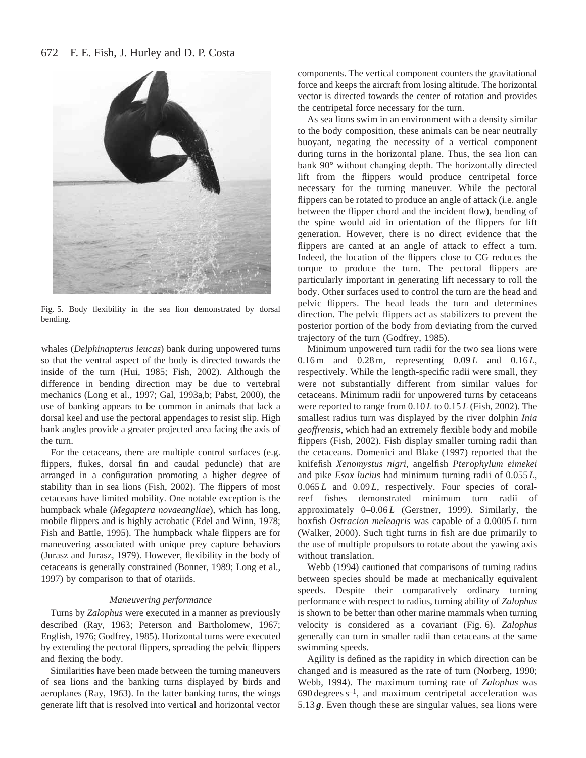Fig. 5. Body flexibility in the sea lion demonstrated by dorsal bending.

whales (*Delphinapterus leucas*) bank during unpowered turns so that the ventral aspect of the body is directed towards the inside of the turn (Hui, 1985; Fish, 2002). Although the difference in bending direction may be due to vertebral mechanics (Long et al., 1997; Gal, 1993a,b; Pabst, 2000), the use of banking appears to be common in animals that lack a dorsal keel and use the pectoral appendages to resist slip. High bank angles provide a greater projected area facing the axis of the turn.

For the cetaceans, there are multiple control surfaces (e.g. flippers, flukes, dorsal fin and caudal peduncle) that are arranged in a configuration promoting a higher degree of stability than in sea lions (Fish, 2002). The flippers of most cetaceans have limited mobility. One notable exception is the humpback whale (*Megaptera novaeangliae*), which has long, mobile flippers and is highly acrobatic (Edel and Winn, 1978; Fish and Battle, 1995). The humpback whale flippers are for maneuvering associated with unique prey capture behaviors (Jurasz and Jurasz, 1979). However, flexibility in the body of cetaceans is generally constrained (Bonner, 1989; Long et al., 1997) by comparison to that of otariids.

### *Maneuvering performance*

Turns by *Zalophus* were executed in a manner as previously described (Ray, 1963; Peterson and Bartholomew, 1967; English, 1976; Godfrey, 1985). Horizontal turns were executed by extending the pectoral flippers, spreading the pelvic flippers and flexing the body.

Similarities have been made between the turning maneuvers of sea lions and the banking turns displayed by birds and aeroplanes (Ray, 1963). In the latter banking turns, the wings generate lift that is resolved into vertical and horizontal vector components. The vertical component counters the gravitational force and keeps the aircraft from losing altitude. The horizontal vector is directed towards the center of rotation and provides the centripetal force necessary for the turn.

As sea lions swim in an environment with a density similar to the body composition, these animals can be near neutrally buoyant, negating the necessity of a vertical component during turns in the horizontal plane. Thus, the sea lion can bank 90° without changing depth. The horizontally directed lift from the flippers would produce centripetal force necessary for the turning maneuver. While the pectoral flippers can be rotated to produce an angle of attack (i.e. angle between the flipper chord and the incident flow), bending of the spine would aid in orientation of the flippers for lift generation. However, there is no direct evidence that the flippers are canted at an angle of attack to effect a turn. Indeed, the location of the flippers close to CG reduces the torque to produce the turn. The pectoral flippers are particularly important in generating lift necessary to roll the body. Other surfaces used to control the turn are the head and pelvic flippers. The head leads the turn and determines direction. The pelvic flippers act as stabilizers to prevent the posterior portion of the body from deviating from the curved trajectory of the turn (Godfrey, 1985).

Minimum unpowered turn radii for the two sea lions were 0.16 m and 0.28 m, representing $0.09L$ and $0.16L$, respectively. While the length-specific radii were small, they were not substantially different from similar values for cetaceans. Minimum radii for unpowered turns by cetaceans were reported to range from $0.10L$ to $0.15L$ (Fish, 2002). The smallest radius turn was displayed by the river dolphin *Inia geoffrensis*, which had an extremely flexible body and mobile flippers (Fish, 2002). Fish display smaller turning radii than the cetaceans. Domenici and Blake (1997) reported that the knifefish *Xenomystus nigri*, angelfish *Pterophylum eimekei* and pike *Esox lucius* had minimum turning radii of $0.055L$, $0.065L$ and $0.09L$, respectively. Four species of coral-reef fishes demonstrated minimum turn radii of approximately $0$–$0.06L$ (Gerstner, 1999). Similarly, the boxfish *Ostracion meleagris* was capable of a $0.0005L$ turn (Walker, 2000). Such tight turns in fish are due primarily to the use of multiple propulsors to rotate about the yawing axis without translation.

Webb (1994) cautioned that comparisons of turning radius between species should be made at mechanically equivalent speeds. Despite their comparatively ordinary turning performance with respect to radius, turning ability of *Zalophus* is shown to be better than other marine mammals when turning velocity is considered as a covariant (Fig. 6). *Zalophus* generally can turn in smaller radii than cetaceans at the same swimming speeds.

Agility is defined as the rapidity in which direction can be changed and is measured as the rate of turn (Norberg, 1990; Webb, 1994). The maximum turning rate of *Zalophus* was 690 degrees $s^{-1}$, and maximum centripetal acceleration was $5.13\,\boldsymbol{g}$. Even though these are singular values, sea lions were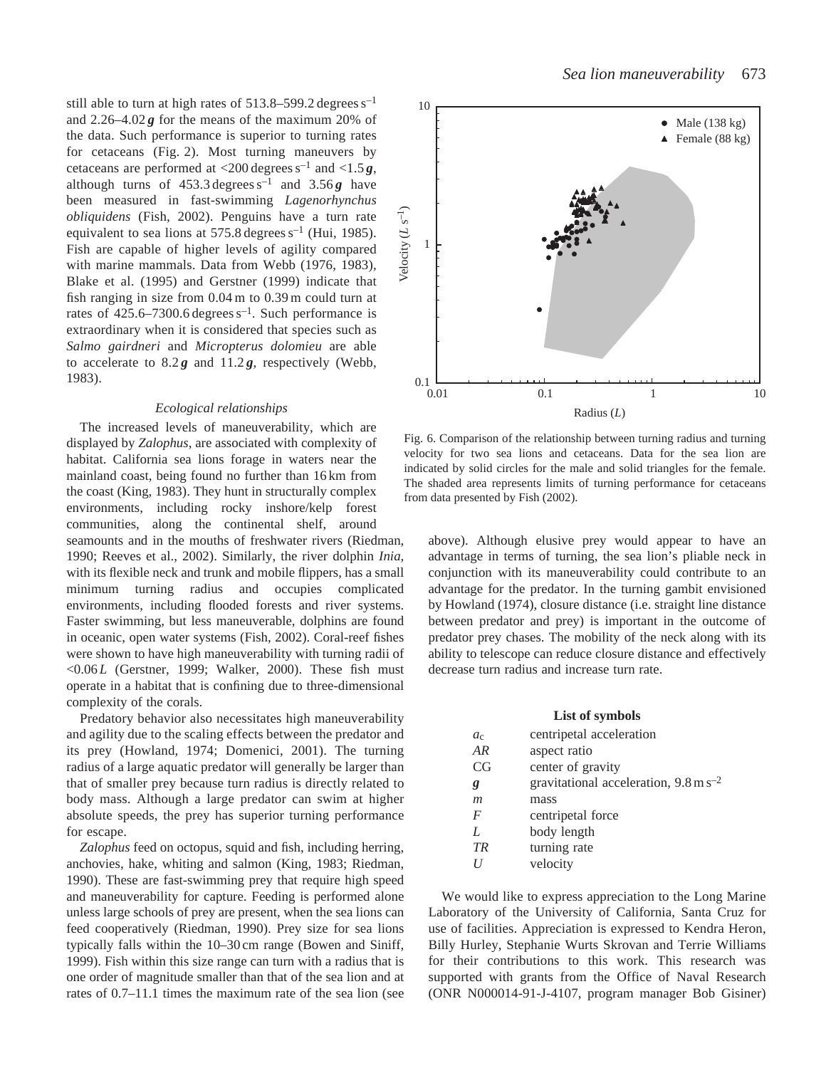still able to turn at high rates of 513.8–599.2 degrees $s^{-1}$ and 2.26–4.02 ***g*** for the means of the maximum 20% of the data. Such performance is superior to turning rates for cetaceans (Fig. 2). Most turning maneuvers by cetaceans are performed at <200 degrees $s^{-1}$ and <1.5 ***g***, although turns of 453.3 degrees $s^{-1}$ and 3.56 ***g*** have been measured in fast-swimming *Lagenorhynchus obliquidens* (Fish, 2002). Penguins have a turn rate equivalent to sea lions at 575.8 degrees $s^{-1}$ (Hui, 1985). Fish are capable of higher levels of agility compared with marine mammals. Data from Webb (1976, 1983), Blake et al. (1995) and Gerstner (1999) indicate that fish ranging in size from 0.04 m to 0.39 m could turn at rates of 425.6–7300.6 degrees $s^{-1}$. Such performance is extraordinary when it is considered that species such as *Salmo gairdneri* and *Micropterus dolomieu* are able to accelerate to 8.2 ***g*** and 11.2 ***g***, respectively (Webb, 1983).

### *Ecological relationships*

The increased levels of maneuverability, which are displayed by *Zalophus*, are associated with complexity of habitat. California sea lions forage in waters near the mainland coast, being found no further than 16 km from the coast (King, 1983). They hunt in structurally complex environments, including rocky inshore/kelp forest communities, along the continental shelf, around seamounts and in the mouths of freshwater rivers (Riedman, 1990; Reeves et al., 2002). Similarly, the river dolphin *Inia*, with its flexible neck and trunk and mobile flippers, has a small minimum turning radius and occupies complicated environments, including flooded forests and river systems. Faster swimming, but less maneuverable, dolphins are found in oceanic, open water systems (Fish, 2002). Coral-reef fishes were shown to have high maneuverability with turning radii of <0.06 *L* (Gerstner, 1999; Walker, 2000). These fish must operate in a habitat that is confining due to three-dimensional complexity of the corals.

Predatory behavior also necessitates high maneuverability and agility due to the scaling effects between the predator and its prey (Howland, 1974; Domenici, 2001). The turning radius of a large aquatic predator will generally be larger than that of smaller prey because turn radius is directly related to body mass. Although a large predator can swim at higher absolute speeds, the prey has superior turning performance for escape.

*Zalophus* feed on octopus, squid and fish, including herring, anchovies, hake, whiting and salmon (King, 1983; Riedman, 1990). These are fast-swimming prey that require high speed and maneuverability for capture. Feeding is performed alone unless large schools of prey are present, when the sea lions can feed cooperatively (Riedman, 1990). Prey size for sea lions typically falls within the 10–30 cm range (Bowen and Siniff, 1999). Fish within this size range can turn with a radius that is one order of magnitude smaller than that of the sea lion and at rates of 0.7–11.1 times the maximum rate of the sea lion (see above). Although elusive prey would appear to have an advantage in terms of turning, the sea lion's pliable neck in conjunction with its maneuverability could contribute to an advantage for the predator. In the turning gambit envisioned by Howland (1974), closure distance (i.e. straight line distance between predator and prey) is important in the outcome of predator prey chases. The mobility of the neck along with its ability to telescope can reduce closure distance and effectively decrease turn radius and increase turn rate.

Fig. 6. Comparison of the relationship between turning radius and turning velocity for two sea lions and cetaceans. Data for the sea lion are indicated by solid circles for the male and solid triangles for the female. The shaded area represents limits of turning performance for cetaceans from data presented by Fish (2002).

#### List of symbols

| | |
|---|---|
| $a_c$ | centripetal acceleration |
| *AR* | aspect ratio |
| CG | center of gravity |
| ***g*** | gravitational acceleration, 9.8 m $s^{-2}$ |
| *m* | mass |
| *F* | centripetal force |
| *L* | body length |
| *TR* | turning rate |
| *U* | velocity |

We would like to express appreciation to the Long Marine Laboratory of the University of California, Santa Cruz for use of facilities. Appreciation is expressed to Kendra Heron, Billy Hurley, Stephanie Wurts Skrovan and Terrie Williams for their contributions to this work. This research was supported with grants from the Office of Naval Research (ONR N000014-91-J-4107, program manager Bob Gisiner)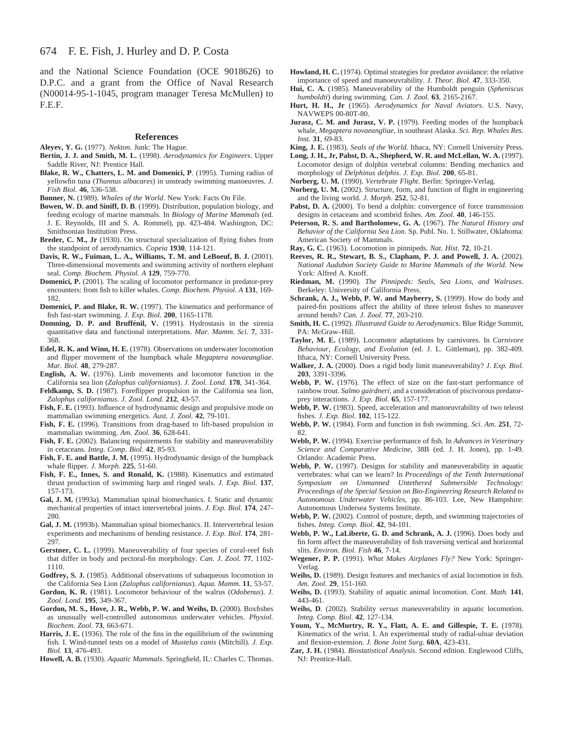and the National Science Foundation (OCE 9018626) to D.P.C. and a grant from the Office of Naval Research (N00014-95-1-1045, program manager Teresa McMullen) to F.E.F.

## References

**Aleyev, Y. G.** (1977). *Nekton*. Junk: The Hague.

**Bertin, J. J. and Smith, M. L.** (1998). *Aerodynamics for Engineers*. Upper Saddle River, NJ: Prentice Hall.

**Blake, R. W., Chatters, L. M. and Domenici, P**. (1995). Turning radius of yellowfin tuna (*Thunnus albacares*) in unsteady swimming manoeuvres. *J. Fish Biol*. **46**, 536-538.

**Bonner, N.** (1989). *Whales of the World*. New York: Facts On File.

**Bowen, W. D. and Siniff, D. B**. (1999). Distribution, population biology, and feeding ecology of marine mammals. In *Biology of Marine Mammals* (ed. J. E. Reynolds, III and S. A. Rommel), pp. 423-484. Washington, DC: Smithsonian Institution Press.

**Breder, C. M., Jr** (1930). On structural specialization of flying fishes from the standpoint of aerodynamics. *Copeia* **1930**, 114-121.

**Davis, R. W., Fuiman, L. A., Williams, T. M. and LeBoeuf, B. J.** (2001). Three-dimensional movements and swimming activity of northern elephant seal. *Comp. Biochem. Physiol. A* **129**, 759-770.

**Domenici, P.** (2001). The scaling of locomotor performance in predator-prey encounters: from fish to killer whales. *Comp. Biochem. Physiol. A* **131**, 169-182.

**Domenici, P. and Blake, R. W.** (1997). The kinematics and performance of fish fast-start swimming. *J. Exp. Biol.* **200**, 1165-1178.

**Domning, D. P. and Bruffénil, V.** (1991). Hydrostasis in the sirenia quantitative data and functional interpretations. *Mar. Mamm. Sci.* **7**, 331-368.

**Edel, R. K. and Winn, H. E.** (1978). Observations on underwater locomotion and flipper movement of the humpback whale *Megaptera novaeangliae*. *Mar. Biol.* **48**, 279-287.

**English, A. W.** (1976). Limb movements and locomotor function in the California sea lion (*Zalophus californianus*). *J. Zool. Lond*. **178**, 341-364.

**Feldkamp, S. D.** (1987). Foreflipper propulsion in the California sea lion, *Zalophus californianus*. *J. Zool. Lond.* **212**, 43-57.

**Fish, F. E.** (1993). Influence of hydrodynamic design and propulsive mode on mammalian swimming energetics. *Aust. J. Zool.* **42**, 79-101.

**Fish, F. E.** (1996). Transitions from drag-based to lift-based propulsion in mammalian swimming. *Am. Zool.* **36**, 628-641.

**Fish, F. E.** (2002). Balancing requirements for stability and maneuverability in cetaceans. *Integ. Comp. Biol.* **42**, 85-93.

**Fish, F. E. and Battle, J. M.** (1995). Hydrodynamic design of the humpback whale flipper. *J. Morph*. **225**, 51-60.

**Fish, F. E., Innes, S. and Ronald, K.** (1988). Kinematics and estimated thrust production of swimming harp and ringed seals. *J. Exp. Biol.* **137**, 157-173.

**Gal, J. M.** (1993a). Mammalian spinal biomechanics. I. Static and dynamic mechanical properties of intact intervertebral joints. *J. Exp. Biol.* **174**, 247-280.

**Gal, J. M.** (1993b). Mammalian spinal biomechanics. II. Intervertebral lesion experiments and mechanisms of bending resistance. *J. Exp. Biol.* **174**, 281-297.

**Gerstner, C. L.** (1999). Maneuverability of four species of coral-reef fish that differ in body and pectoral-fin morphology. *Can. J. Zool.* **77**, 1102-1110.

**Godfrey, S. J.** (1985). Additional observations of subaqueous locomotion in the California Sea Lion (*Zalophus californianus*). *Aqua. Mamm*. **11**, 53-57.

**Gordon, K. R.** (1981). Locomotor behaviour of the walrus (*Odobenus*). *J. Zool. Lond*. **195**, 349-367.

**Gordon, M. S., Hove, J. R., Webb, P. W. and Weihs, D.** (2000). Boxfishes as unusually well-controlled autonomous underwater vehicles. *Physiol. Biochem. Zool*. **73**, 663-671.

**Harris, J. E.** (1936). The role of the fins in the equilibrium of the swimming fish. I. Wind-tunnel tests on a model of *Mustelus canis* (Mitchill). *J. Exp. Biol.* **13**, 476-493.

**Howell, A. B.** (1930). *Aquatic Mammals*. Springfield, IL: Charles C. Thomas.

**Howland, H. C.** (1974). Optimal strategies for predator avoidance: the relative importance of speed and manoeuvrability. *J. Theor. Biol*. **47**, 333-350.

**Hui, C. A.** (1985). Maneuverability of the Humboldt penguin (*Spheniscus humboldti*) during swimming. *Can. J. Zool.* **63**, 2165-2167.

**Hurt, H. H., Jr** (1965). *Aerodynamics for Naval Aviators*. U.S. Navy, NAVWEPS 00-80T-80.

**Jurasz, C. M. and Jurasz, V. P.** (1979). Feeding modes of the humpback whale, *Megaptera novaeangliae*, in southeast Alaska. *Sci. Rep. Whales Res. Inst.* **31**, 69-83.

**King, J. E.** (1983). *Seals of the World*. Ithaca, NY: Cornell University Press.

**Long, J. H., Jr, Pabst, D. A., Shepherd, W. R. and McLellan, W. A.** (1997). Locomotor design of dolphin vertebral columns: Bending mechanics and morphology of *Delphinus delphis*. *J. Exp. Biol.* **200**, 65-81.

**Norberg, U. M.** (1990). *Vertebrate Flight*. Berlin: Springer-Verlag.

**Norberg, U. M.** (2002). Structure, form, and function of flight in engineering and the living world. *J. Morph.* **252**, 52-81.

**Pabst, D. A.** (2000). To bend a dolphin: convergence of force transmission designs in cetaceans and scombrid fishes. *Am. Zool.* **40**, 146-155.

**Peterson, R. S. and Bartholomew, G. A.** (1967). *The Natural History and Behavior of the California Sea Lion*. Sp. Publ. No. 1. Stillwater, Oklahoma: American Society of Mammals.

**Ray, G. C.** (1963). Locomotion in pinnipeds. *Nat. Hist*. **72**, 10-21.

**Reeves, R. R., Stewart, B. S., Clapham, P. J. and Powell, J. A.** (2002). *National Audubon Society Guide to Marine Mammals of the World*. New York: Alfred A. Knoff.

**Riedman, M.** (1990). *The Pinnipeds: Seals, Sea Lions, and Walruses*. Berkeley: University of California Press.

**Schrank, A. J., Webb, P. W. and Mayberry, S.** (1999). How do body and paired-fin positions affect the ability of three teleost fishes to maneuver around bends? *Can. J. Zool.* **77**, 203-210.

**Smith, H. C.** (1992). *Illustrated Guide to Aerodynamics*. Blue Ridge Summit, PA: McGraw–Hill.

**Taylor, M. E.** (1989). Locomotor adaptations by carnivores. In *Carnivore Behaviour, Ecology, and Evolution* (ed. J. L. Gittleman), pp. 382-409. Ithaca, NY: Cornell University Press.

**Walker, J. A.** (2000). Does a rigid body limit maneuverability? *J. Exp. Biol.* **203**, 3391-3396.

**Webb, P. W.** (1976). The effect of size on the fast-start performance of rainbow trout. *Salmo gairdneri*, and a consideration of piscivorous predator-prey interactions. *J. Exp. Biol.* **65**, 157-177.

**Webb, P. W.** (1983). Speed, acceleration and manoeuvrability of two teleost fishes. *J. Exp. Biol.* **102**, 115-122.

**Webb, P. W.** (1984). Form and function in fish swimming. *Sci. Am*. **251**, 72-82.

**Webb, P. W.** (1994). Exercise performance of fish. In *Advances in Veterinary Science and Comparative Medicine*, 38B (ed. J. H. Jones), pp. 1-49. Orlando: Academic Press.

**Webb, P. W.** (1997). Designs for stability and maneuverability in aquatic vertebrates: what can we learn? In *Proceedings of the Tenth International Symposium on Unmanned Untethered Submersible Technology: Proceedings of the Special Session on Bio-Engineering Research Related to Autonomous Underwater Vehicles*, pp. 86-103. Lee, New Hampshire: Autonomous Undersea Systems Institute.

**Webb, P. W.** (2002). Control of posture, depth, and swimming trajectories of fishes. *Integ. Comp. Biol*. **42**, 94-101.

**Webb, P. W., LaLiberte, G. D. and Schrank, A. J.** (1996). Does body and fin form affect the maneuverability of fish traversing vertical and horizontal slits. *Environ. Biol. Fish* **46**, 7-14.

**Wegener, P. P.** (1991). *What Makes Airplanes Fly?* New York: Springer-Verlag.

**Weihs, D.** (1989). Design features and mechanics of axial locomotion in fish. *Am. Zool.* **29**, 151-160.

**Weihs, D.** (1993). Stability of aquatic animal locomotion. *Cont. Math.* **141**, 443-461.

**Weihs, D**. (2002). Stability *versus* maneuverability in aquatic locomotion. *Integ. Comp. Biol.* **42**, 127-134.

**Youm, Y., McMurtry, R. Y., Flatt, A. E. and Gillespie, T. E.** (1978). Kinematics of the wrist. I. An experimental study of radial-ulnar deviation and flexion-extension. *J. Bone Joint Surg.* **60A**, 423-431.

**Zar, J. H.** (1984). *Biostatistical Analysis*. Second edition. Englewood Cliffs, NJ: Prentice-Hall.